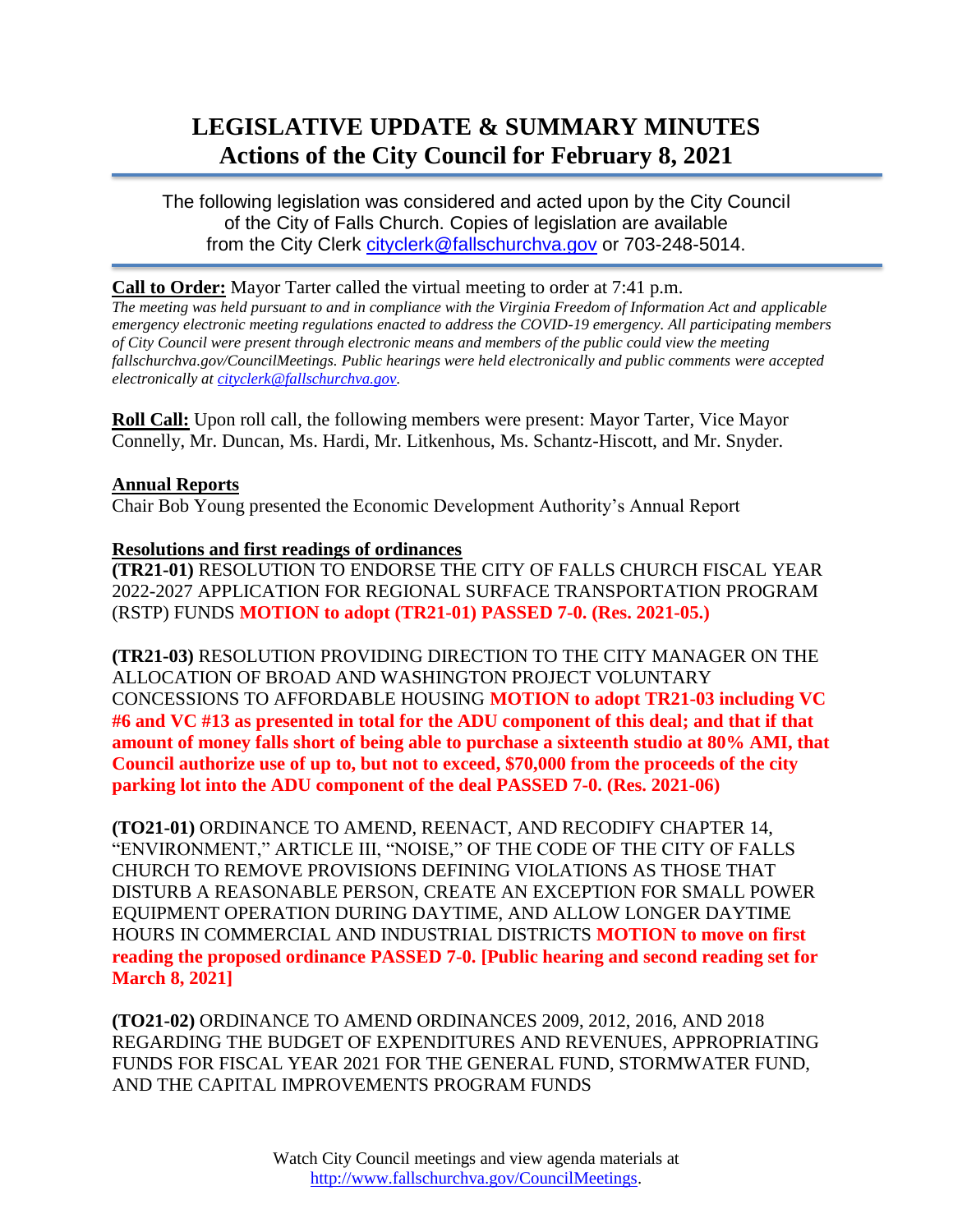# LEGISLATIVE UPDATE & SUMMARY MINUTES
## Actions of the City Council for February 8, 2021

The following legislation was considered and acted upon by the City Council of the City of Falls Church. Copies of legislation are available from the City Clerk cityclerk@fallschurchva.gov or 703-248-5014.

**Call to Order:** Mayor Tarter called the virtual meeting to order at 7:41 p.m.

*The meeting was held pursuant to and in compliance with the Virginia Freedom of Information Act and applicable emergency electronic meeting regulations enacted to address the COVID-19 emergency. All participating members of City Council were present through electronic means and members of the public could view the meeting fallschurchva.gov/CouncilMeetings. Public hearings were held electronically and public comments were accepted electronically at cityclerk@fallschurchva.gov.*

**Roll Call:** Upon roll call, the following members were present: Mayor Tarter, Vice Mayor Connelly, Mr. Duncan, Ms. Hardi, Mr. Litkenhous, Ms. Schantz-Hiscott, and Mr. Snyder.

**Annual Reports**

Chair Bob Young presented the Economic Development Authority's Annual Report

**Resolutions and first readings of ordinances**

**(TR21-01)** RESOLUTION TO ENDORSE THE CITY OF FALLS CHURCH FISCAL YEAR 2022-2027 APPLICATION FOR REGIONAL SURFACE TRANSPORTATION PROGRAM (RSTP) FUNDS **MOTION to adopt (TR21-01) PASSED 7-0. (Res. 2021-05.)**

**(TR21-03)** RESOLUTION PROVIDING DIRECTION TO THE CITY MANAGER ON THE ALLOCATION OF BROAD AND WASHINGTON PROJECT VOLUNTARY CONCESSIONS TO AFFORDABLE HOUSING **MOTION to adopt TR21-03 including VC #6 and VC #13 as presented in total for the ADU component of this deal; and that if that amount of money falls short of being able to purchase a sixteenth studio at 80% AMI, that Council authorize use of up to, but not to exceed, $70,000 from the proceeds of the city parking lot into the ADU component of the deal PASSED 7-0. (Res. 2021-06)**

**(TO21-01)** ORDINANCE TO AMEND, REENACT, AND RECODIFY CHAPTER 14, "ENVIRONMENT," ARTICLE III, "NOISE," OF THE CODE OF THE CITY OF FALLS CHURCH TO REMOVE PROVISIONS DEFINING VIOLATIONS AS THOSE THAT DISTURB A REASONABLE PERSON, CREATE AN EXCEPTION FOR SMALL POWER EQUIPMENT OPERATION DURING DAYTIME, AND ALLOW LONGER DAYTIME HOURS IN COMMERCIAL AND INDUSTRIAL DISTRICTS **MOTION to move on first reading the proposed ordinance PASSED 7-0. [Public hearing and second reading set for March 8, 2021]**

**(TO21-02)** ORDINANCE TO AMEND ORDINANCES 2009, 2012, 2016, AND 2018 REGARDING THE BUDGET OF EXPENDITURES AND REVENUES, APPROPRIATING FUNDS FOR FISCAL YEAR 2021 FOR THE GENERAL FUND, STORMWATER FUND, AND THE CAPITAL IMPROVEMENTS PROGRAM FUNDS

Watch City Council meetings and view agenda materials at http://www.fallschurchva.gov/CouncilMeetings.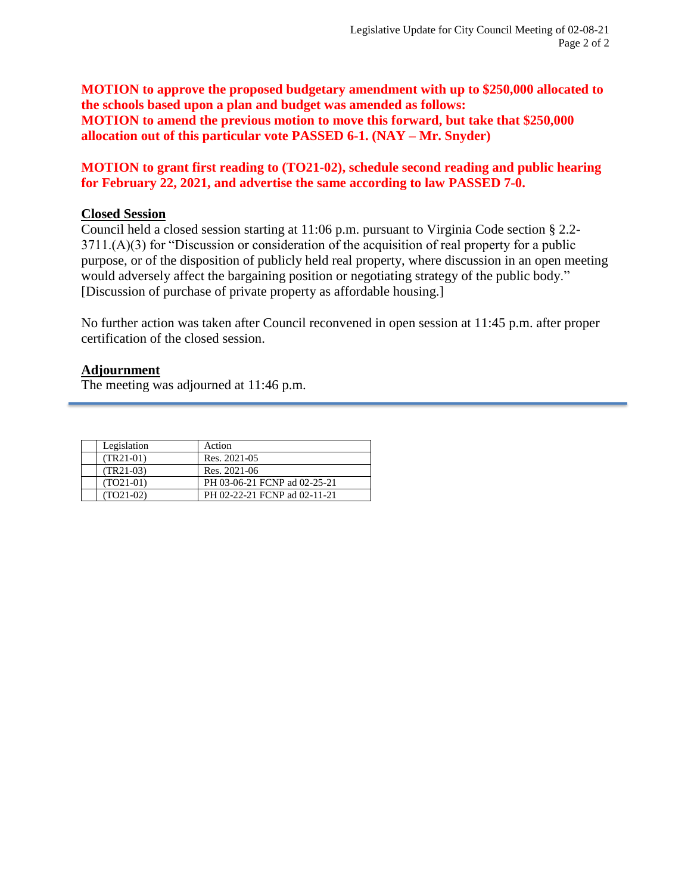**MOTION to approve the proposed budgetary amendment with up to $250,000 allocated to the schools based upon a plan and budget was amended as follows:**
**MOTION to amend the previous motion to move this forward, but take that $250,000 allocation out of this particular vote PASSED 6-1. (NAY – Mr. Snyder)**

**MOTION to grant first reading to (TO21-02), schedule second reading and public hearing for February 22, 2021, and advertise the same according to law PASSED 7-0.**

## Closed Session

Council held a closed session starting at 11:06 p.m. pursuant to Virginia Code section § 2.2-3711.(A)(3) for "Discussion or consideration of the acquisition of real property for a public purpose, or of the disposition of publicly held real property, where discussion in an open meeting would adversely affect the bargaining position or negotiating strategy of the public body." [Discussion of purchase of private property as affordable housing.]

No further action was taken after Council reconvened in open session at 11:45 p.m. after proper certification of the closed session.

## Adjournment

The meeting was adjourned at 11:46 p.m.

---

| | Legislation | Action |
|---|---|---|
| | (TR21-01) | Res. 2021-05 |
| | (TR21-03) | Res. 2021-06 |
| | (TO21-01) | PH 03-06-21 FCNP ad 02-25-21 |
| | (TO21-02) | PH 02-22-21 FCNP ad 02-11-21 |